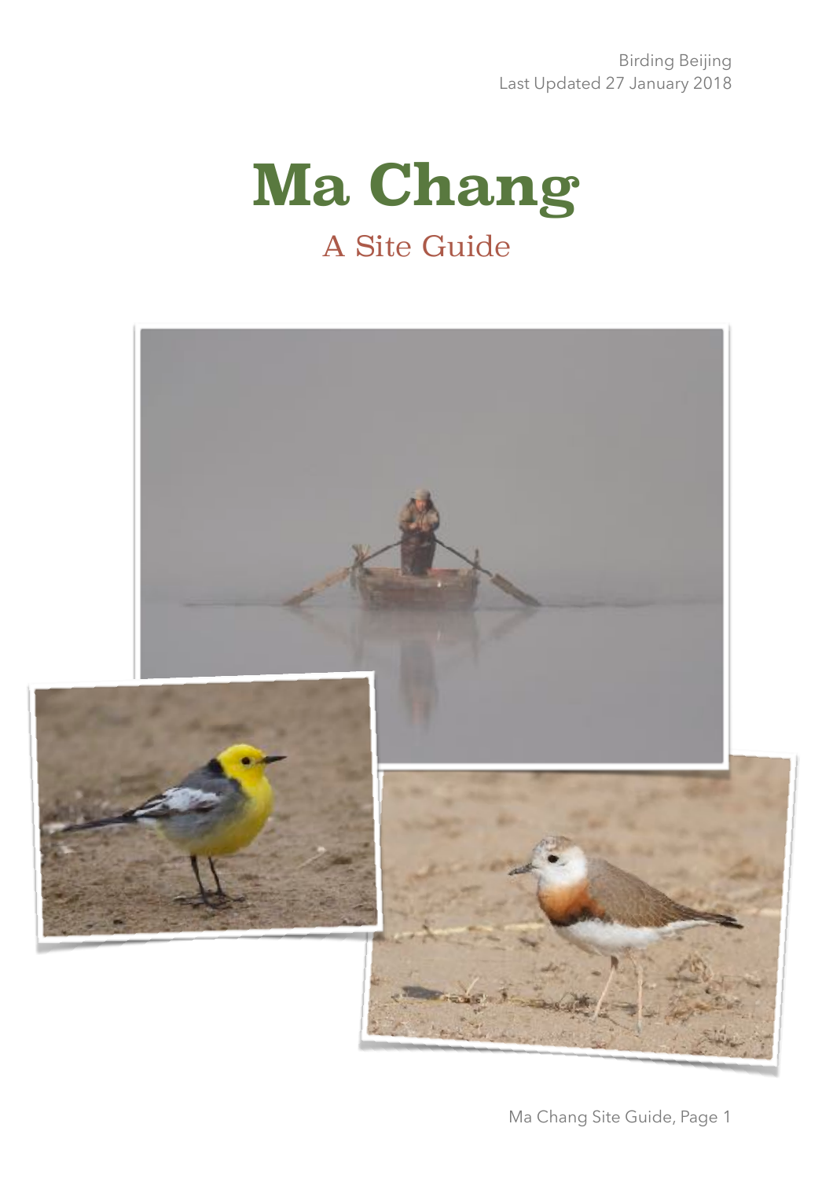Birding Beijing
Last Updated 27 January 2018

# Ma Chang

## A Site Guide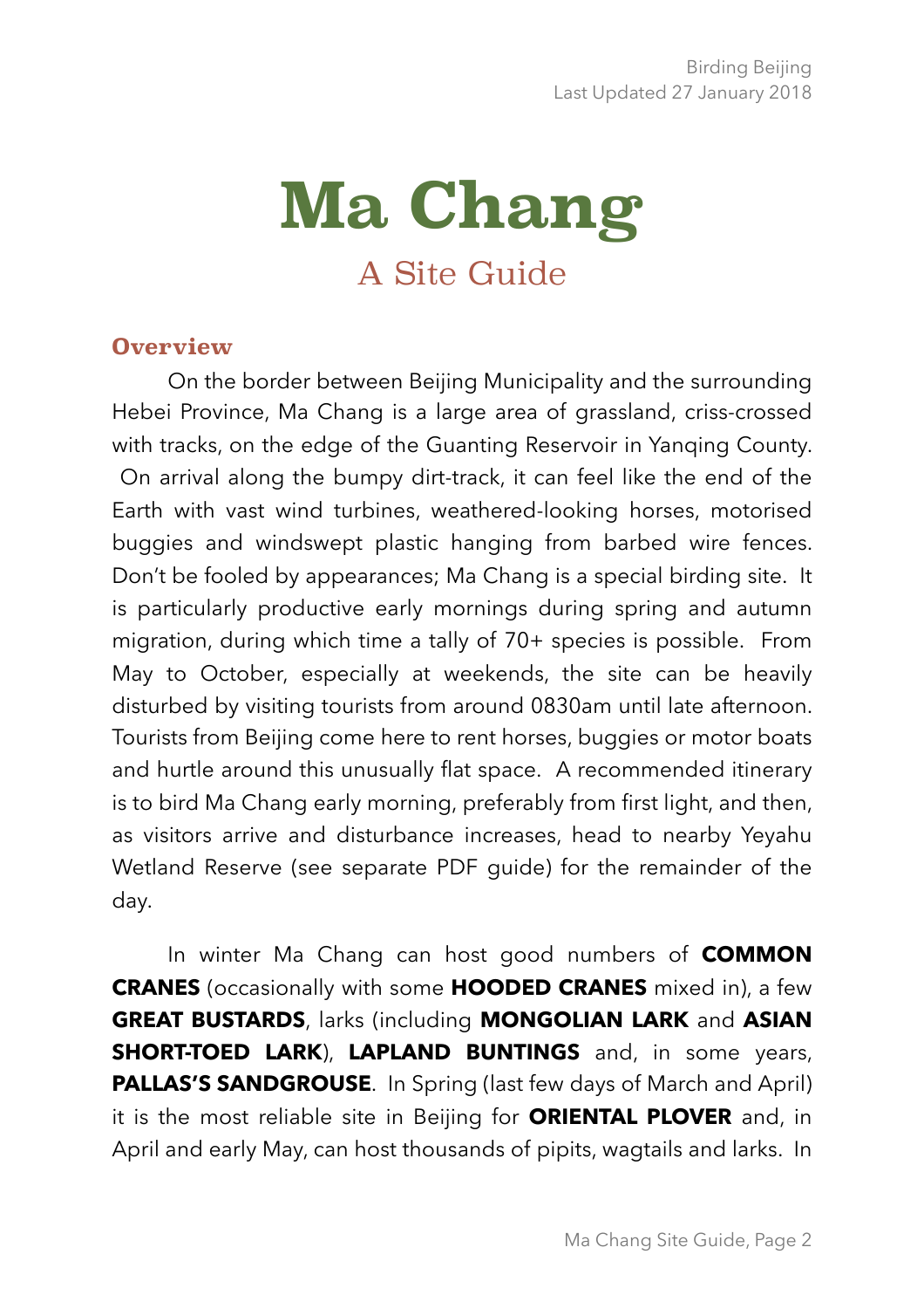# Ma Chang

## A Site Guide

### Overview

On the border between Beijing Municipality and the surrounding Hebei Province, Ma Chang is a large area of grassland, criss-crossed with tracks, on the edge of the Guanting Reservoir in Yanqing County. On arrival along the bumpy dirt-track, it can feel like the end of the Earth with vast wind turbines, weathered-looking horses, motorised buggies and windswept plastic hanging from barbed wire fences. Don't be fooled by appearances; Ma Chang is a special birding site. It is particularly productive early mornings during spring and autumn migration, during which time a tally of 70+ species is possible. From May to October, especially at weekends, the site can be heavily disturbed by visiting tourists from around 0830am until late afternoon. Tourists from Beijing come here to rent horses, buggies or motor boats and hurtle around this unusually flat space. A recommended itinerary is to bird Ma Chang early morning, preferably from first light, and then, as visitors arrive and disturbance increases, head to nearby Yeyahu Wetland Reserve (see separate PDF guide) for the remainder of the day.

In winter Ma Chang can host good numbers of **COMMON CRANES** (occasionally with some **HOODED CRANES** mixed in), a few **GREAT BUSTARDS**, larks (including **MONGOLIAN LARK** and **ASIAN SHORT-TOED LARK**), **LAPLAND BUNTINGS** and, in some years, **PALLAS'S SANDGROUSE**. In Spring (last few days of March and April) it is the most reliable site in Beijing for **ORIENTAL PLOVER** and, in April and early May, can host thousands of pipits, wagtails and larks. In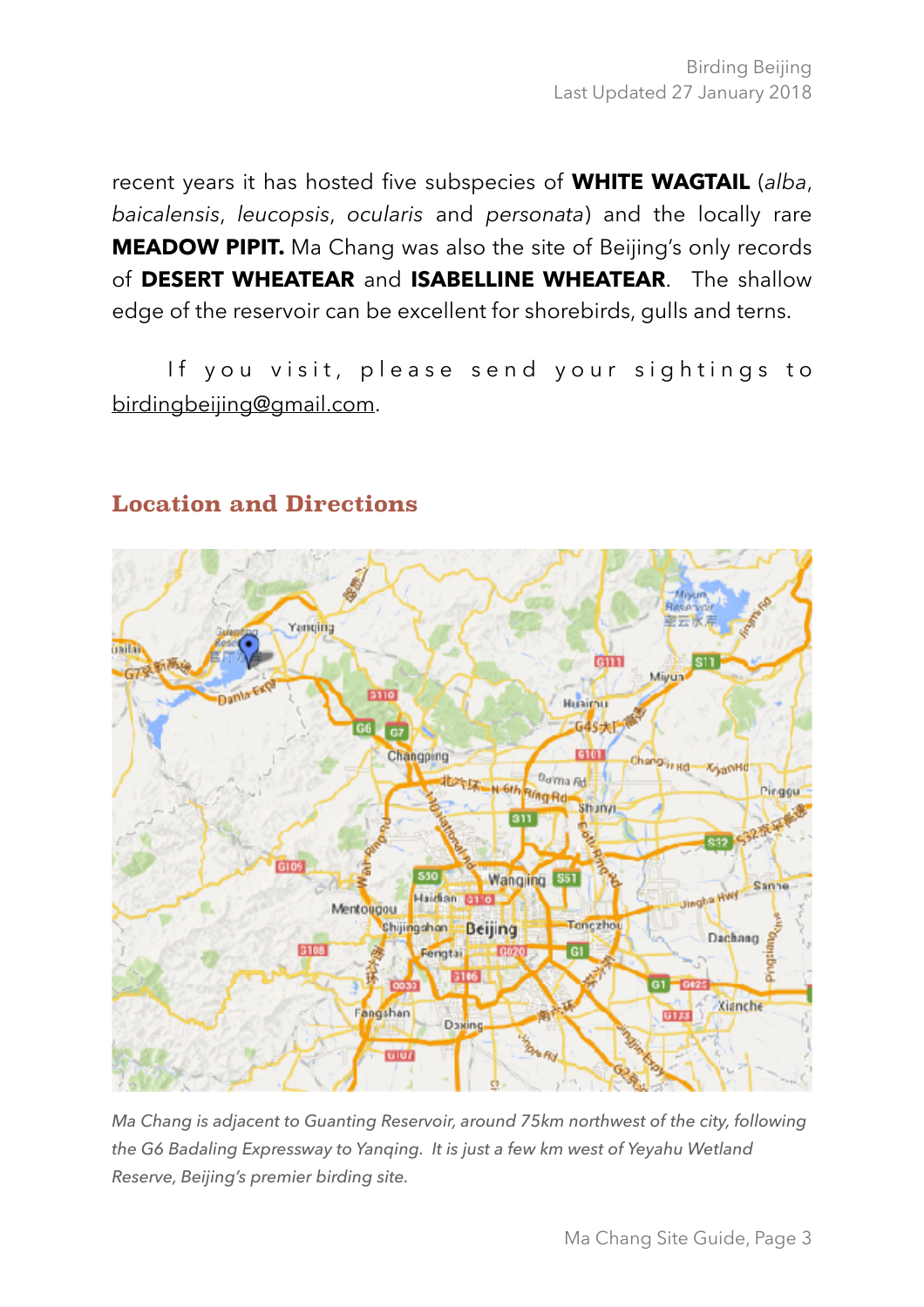recent years it has hosted five subspecies of **WHITE WAGTAIL** (*alba*, *baicalensis*, *leucopsis*, *ocularis* and *personata*) and the locally rare **MEADOW PIPIT.** Ma Chang was also the site of Beijing's only records of **DESERT WHEATEAR** and **ISABELLINE WHEATEAR**. The shallow edge of the reservoir can be excellent for shorebirds, gulls and terns.

If you visit, please send your sightings to birdingbeijing@gmail.com.

## Location and Directions

*Ma Chang is adjacent to Guanting Reservoir, around 75km northwest of the city, following the G6 Badaling Expressway to Yanqing. It is just a few km west of Yeyahu Wetland Reserve, Beijing's premier birding site.*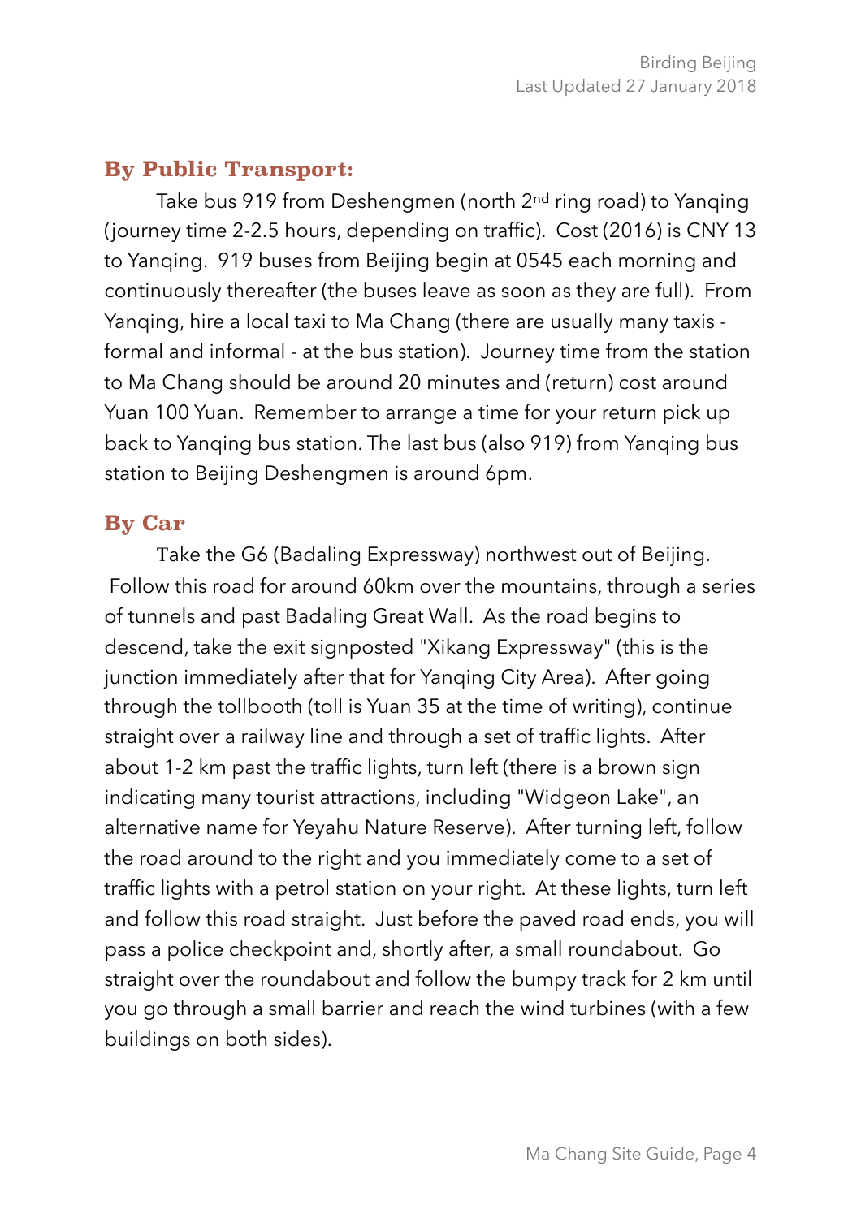## By Public Transport:

Take bus 919 from Deshengmen (north 2nd ring road) to Yanqing (journey time 2-2.5 hours, depending on traffic). Cost (2016) is CNY 13 to Yanqing. 919 buses from Beijing begin at 0545 each morning and continuously thereafter (the buses leave as soon as they are full). From Yanqing, hire a local taxi to Ma Chang (there are usually many taxis - formal and informal - at the bus station). Journey time from the station to Ma Chang should be around 20 minutes and (return) cost around Yuan 100 Yuan. Remember to arrange a time for your return pick up back to Yanqing bus station. The last bus (also 919) from Yanqing bus station to Beijing Deshengmen is around 6pm.

## By Car

Take the G6 (Badaling Expressway) northwest out of Beijing. Follow this road for around 60km over the mountains, through a series of tunnels and past Badaling Great Wall. As the road begins to descend, take the exit signposted "Xikang Expressway" (this is the junction immediately after that for Yanqing City Area). After going through the tollbooth (toll is Yuan 35 at the time of writing), continue straight over a railway line and through a set of traffic lights. After about 1-2 km past the traffic lights, turn left (there is a brown sign indicating many tourist attractions, including "Widgeon Lake", an alternative name for Yeyahu Nature Reserve). After turning left, follow the road around to the right and you immediately come to a set of traffic lights with a petrol station on your right. At these lights, turn left and follow this road straight. Just before the paved road ends, you will pass a police checkpoint and, shortly after, a small roundabout. Go straight over the roundabout and follow the bumpy track for 2 km until you go through a small barrier and reach the wind turbines (with a few buildings on both sides).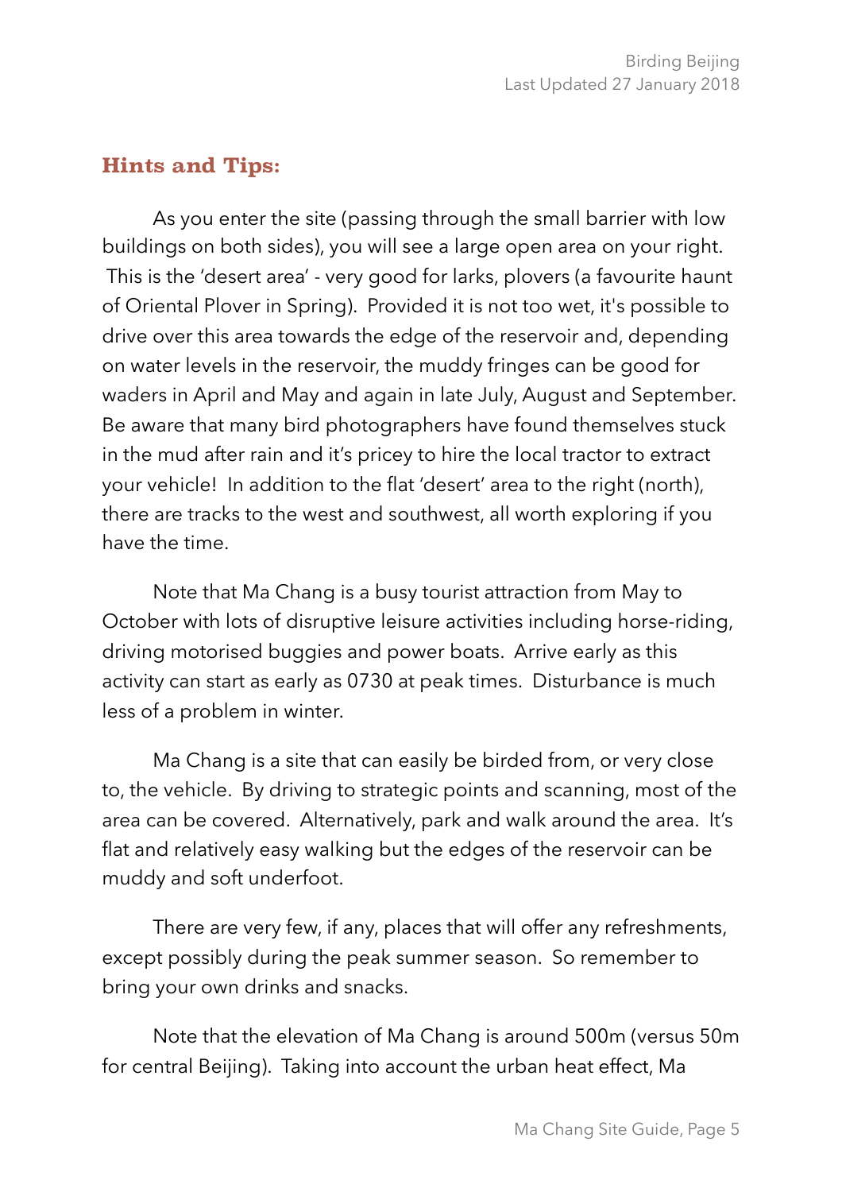## Hints and Tips:

As you enter the site (passing through the small barrier with low buildings on both sides), you will see a large open area on your right. This is the 'desert area' - very good for larks, plovers (a favourite haunt of Oriental Plover in Spring). Provided it is not too wet, it's possible to drive over this area towards the edge of the reservoir and, depending on water levels in the reservoir, the muddy fringes can be good for waders in April and May and again in late July, August and September. Be aware that many bird photographers have found themselves stuck in the mud after rain and it's pricey to hire the local tractor to extract your vehicle! In addition to the flat 'desert' area to the right (north), there are tracks to the west and southwest, all worth exploring if you have the time.

Note that Ma Chang is a busy tourist attraction from May to October with lots of disruptive leisure activities including horse-riding, driving motorised buggies and power boats. Arrive early as this activity can start as early as 0730 at peak times. Disturbance is much less of a problem in winter.

Ma Chang is a site that can easily be birded from, or very close to, the vehicle. By driving to strategic points and scanning, most of the area can be covered. Alternatively, park and walk around the area. It's flat and relatively easy walking but the edges of the reservoir can be muddy and soft underfoot.

There are very few, if any, places that will offer any refreshments, except possibly during the peak summer season. So remember to bring your own drinks and snacks.

Note that the elevation of Ma Chang is around 500m (versus 50m for central Beijing). Taking into account the urban heat effect, Ma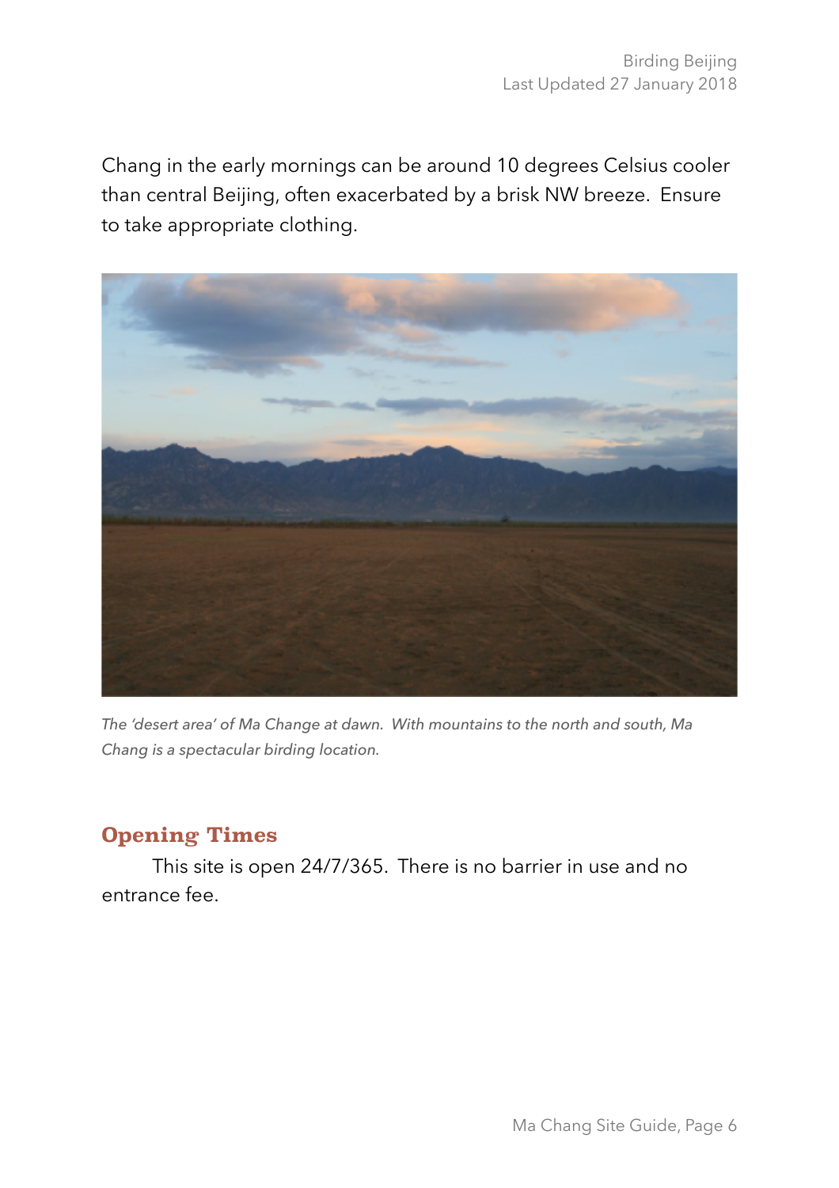Chang in the early mornings can be around 10 degrees Celsius cooler than central Beijing, often exacerbated by a brisk NW breeze.  Ensure to take appropriate clothing.

*The 'desert area' of Ma Change at dawn.  With mountains to the north and south, Ma Chang is a spectacular birding location.*

## Opening Times

This site is open 24/7/365.  There is no barrier in use and no entrance fee.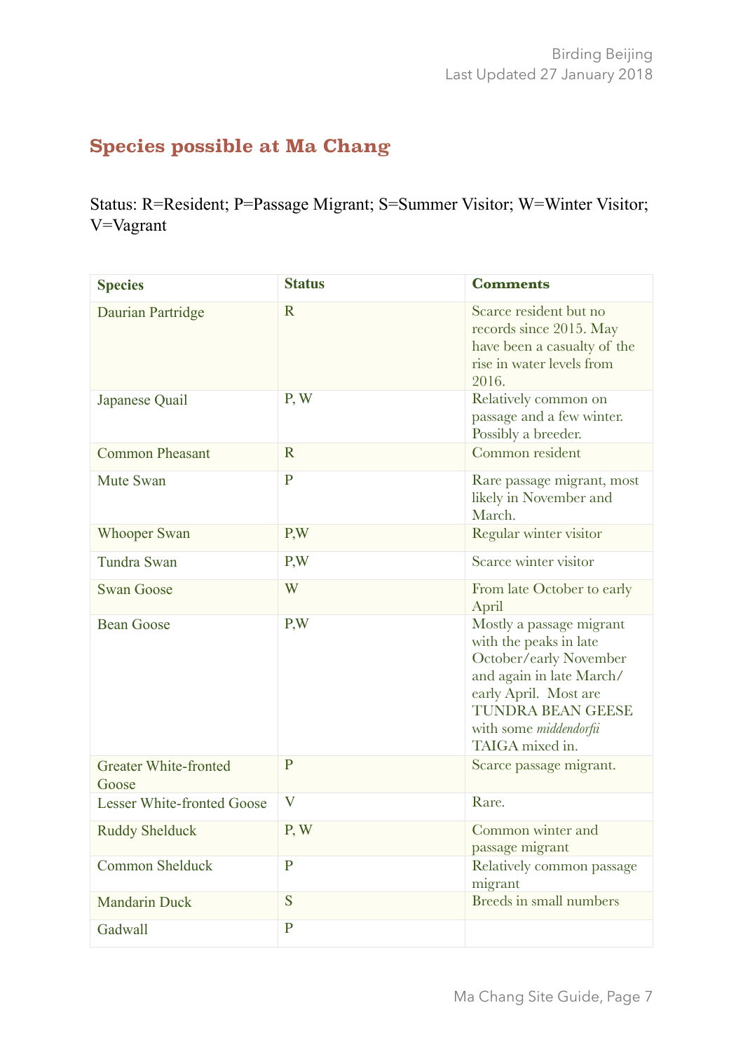## Species possible at Ma Chang

Status: R=Resident; P=Passage Migrant; S=Summer Visitor; W=Winter Visitor; V=Vagrant

| Species | Status | Comments |
|---|---|---|
| Daurian Partridge | R | Scarce resident but no records since 2015. May have been a casualty of the rise in water levels from 2016. |
| Japanese Quail | P, W | Relatively common on passage and a few winter. Possibly a breeder. |
| Common Pheasant | R | Common resident |
| Mute Swan | P | Rare passage migrant, most likely in November and March. |
| Whooper Swan | P,W | Regular winter visitor |
| Tundra Swan | P,W | Scarce winter visitor |
| Swan Goose | W | From late October to early April |
| Bean Goose | P,W | Mostly a passage migrant with the peaks in late October/early November and again in late March/early April. Most are TUNDRA BEAN GEESE with some *middendorfii* TAIGA mixed in. |
| Greater White-fronted Goose | P | Scarce passage migrant. |
| Lesser White-fronted Goose | V | Rare. |
| Ruddy Shelduck | P, W | Common winter and passage migrant |
| Common Shelduck | P | Relatively common passage migrant |
| Mandarin Duck | S | Breeds in small numbers |
| Gadwall | P | |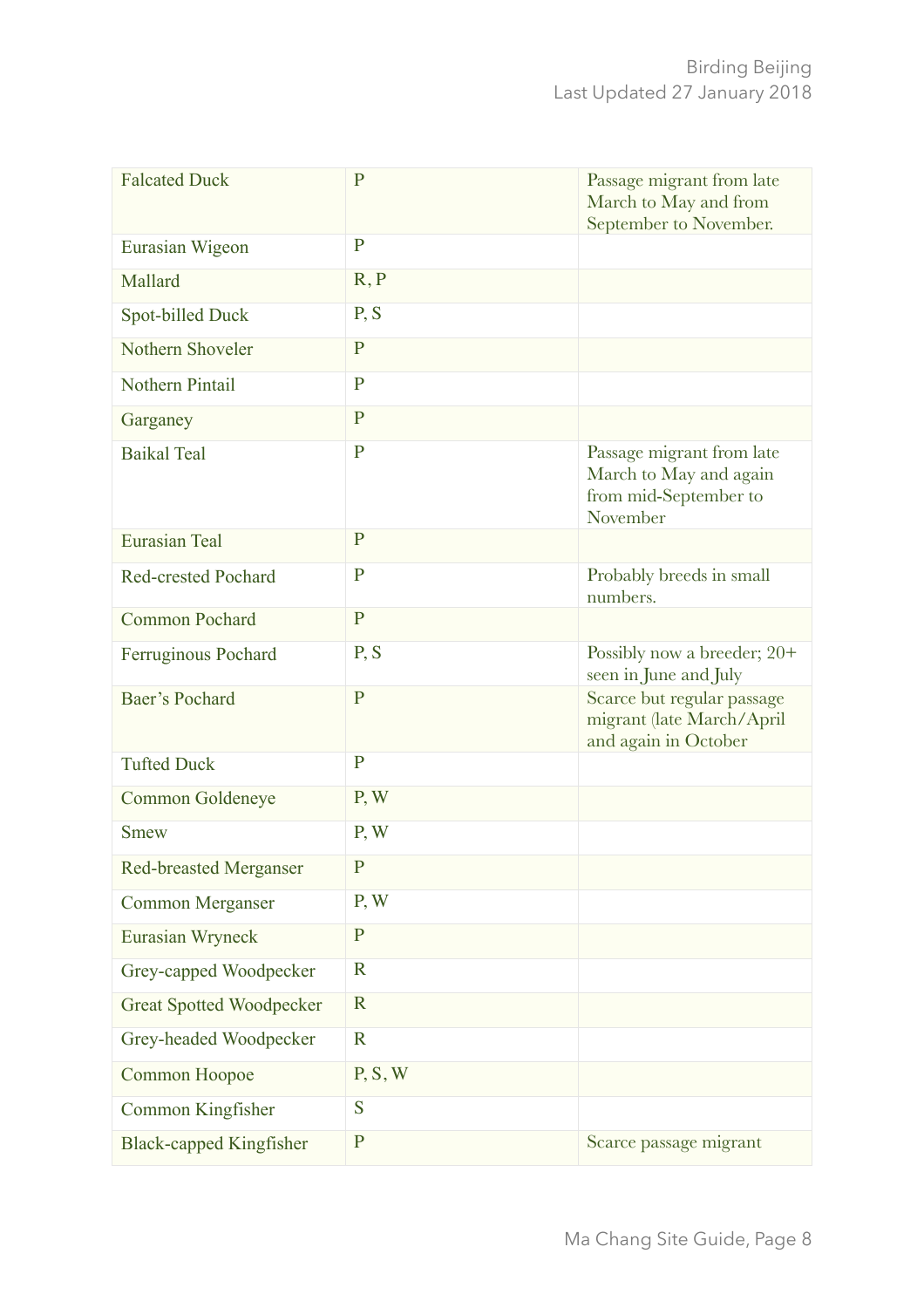| Falcated Duck | P | Passage migrant from late March to May and from September to November. |
|---|---|---|
| Eurasian Wigeon | P | |
| Mallard | R, P | |
| Spot-billed Duck | P, S | |
| Nothern Shoveler | P | |
| Nothern Pintail | P | |
| Garganey | P | |
| Baikal Teal | P | Passage migrant from late March to May and again from mid-September to November |
| Eurasian Teal | P | |
| Red-crested Pochard | P | Probably breeds in small numbers. |
| Common Pochard | P | |
| Ferruginous Pochard | P, S | Possibly now a breeder; 20+ seen in June and July |
| Baer's Pochard | P | Scarce but regular passage migrant (late March/April and again in October |
| Tufted Duck | P | |
| Common Goldeneye | P, W | |
| Smew | P, W | |
| Red-breasted Merganser | P | |
| Common Merganser | P, W | |
| Eurasian Wryneck | P | |
| Grey-capped Woodpecker | R | |
| Great Spotted Woodpecker | R | |
| Grey-headed Woodpecker | R | |
| Common Hoopoe | P, S, W | |
| Common Kingfisher | S | |
| Black-capped Kingfisher | P | Scarce passage migrant |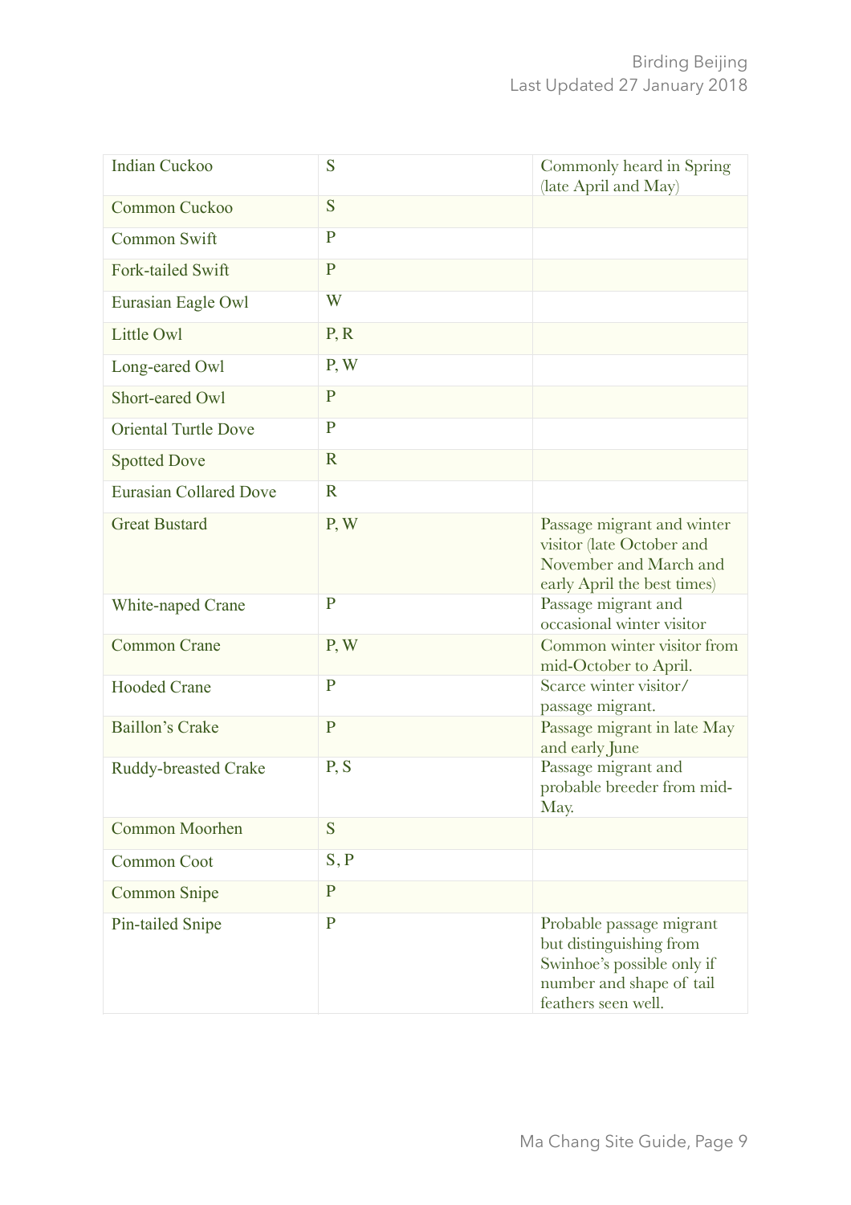| | | |
|---|---|---|
| Indian Cuckoo | S | Commonly heard in Spring (late April and May) |
| Common Cuckoo | S | |
| Common Swift | P | |
| Fork-tailed Swift | P | |
| Eurasian Eagle Owl | W | |
| Little Owl | P, R | |
| Long-eared Owl | P, W | |
| Short-eared Owl | P | |
| Oriental Turtle Dove | P | |
| Spotted Dove | R | |
| Eurasian Collared Dove | R | |
| Great Bustard | P, W | Passage migrant and winter visitor (late October and November and March and early April the best times) |
| White-naped Crane | P | Passage migrant and occasional winter visitor |
| Common Crane | P, W | Common winter visitor from mid-October to April. |
| Hooded Crane | P | Scarce winter visitor/ passage migrant. |
| Baillon's Crake | P | Passage migrant in late May and early June |
| Ruddy-breasted Crake | P, S | Passage migrant and probable breeder from mid-May. |
| Common Moorhen | S | |
| Common Coot | S, P | |
| Common Snipe | P | |
| Pin-tailed Snipe | P | Probable passage migrant but distinguishing from Swinhoe's possible only if number and shape of tail feathers seen well. |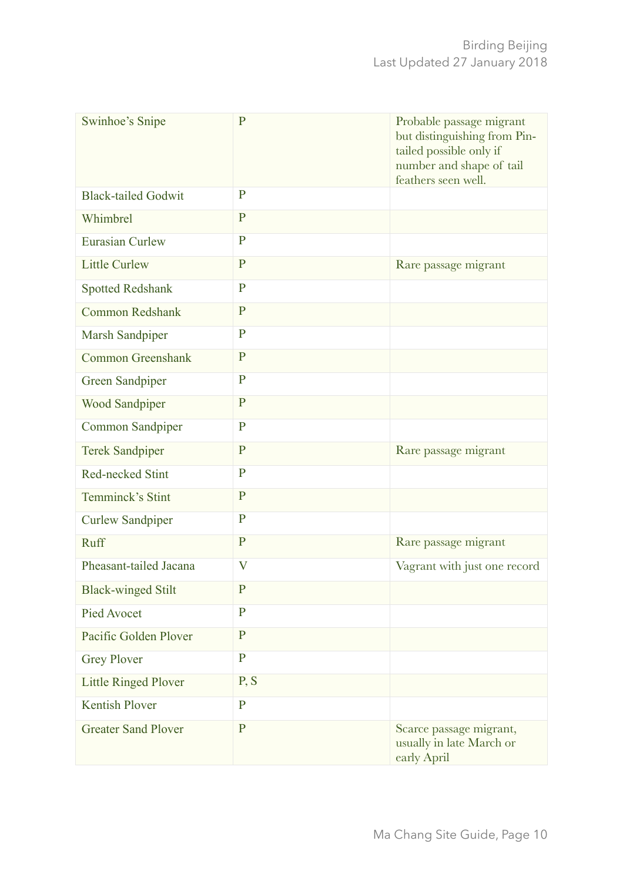| Swinhoe's Snipe | P | Probable passage migrant but distinguishing from Pin-tailed possible only if number and shape of tail feathers seen well. |
|---|---|---|
| Black-tailed Godwit | P | |
| Whimbrel | P | |
| Eurasian Curlew | P | |
| Little Curlew | P | Rare passage migrant |
| Spotted Redshank | P | |
| Common Redshank | P | |
| Marsh Sandpiper | P | |
| Common Greenshank | P | |
| Green Sandpiper | P | |
| Wood Sandpiper | P | |
| Common Sandpiper | P | |
| Terek Sandpiper | P | Rare passage migrant |
| Red-necked Stint | P | |
| Temminck's Stint | P | |
| Curlew Sandpiper | P | |
| Ruff | P | Rare passage migrant |
| Pheasant-tailed Jacana | V | Vagrant with just one record |
| Black-winged Stilt | P | |
| Pied Avocet | P | |
| Pacific Golden Plover | P | |
| Grey Plover | P | |
| Little Ringed Plover | P, S | |
| Kentish Plover | P | |
| Greater Sand Plover | P | Scarce passage migrant, usually in late March or early April |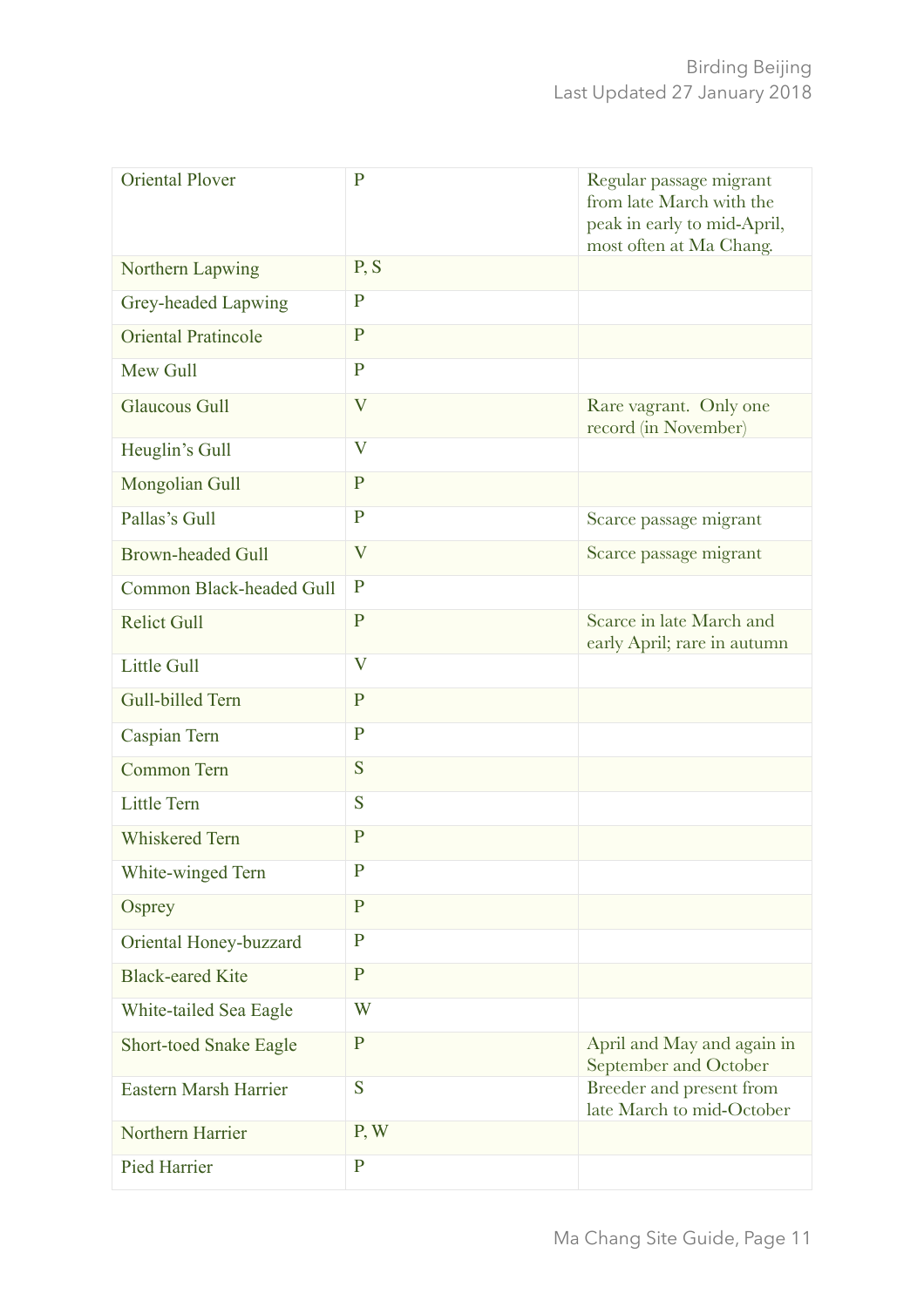| Oriental Plover | P | Regular passage migrant from late March with the peak in early to mid-April, most often at Ma Chang. |
|---|---|---|
| Northern Lapwing | P, S | |
| Grey-headed Lapwing | P | |
| Oriental Pratincole | P | |
| Mew Gull | P | |
| Glaucous Gull | V | Rare vagrant. Only one record (in November) |
| Heuglin's Gull | V | |
| Mongolian Gull | P | |
| Pallas's Gull | P | Scarce passage migrant |
| Brown-headed Gull | V | Scarce passage migrant |
| Common Black-headed Gull | P | |
| Relict Gull | P | Scarce in late March and early April; rare in autumn |
| Little Gull | V | |
| Gull-billed Tern | P | |
| Caspian Tern | P | |
| Common Tern | S | |
| Little Tern | S | |
| Whiskered Tern | P | |
| White-winged Tern | P | |
| Osprey | P | |
| Oriental Honey-buzzard | P | |
| Black-eared Kite | P | |
| White-tailed Sea Eagle | W | |
| Short-toed Snake Eagle | P | April and May and again in September and October |
| Eastern Marsh Harrier | S | Breeder and present from late March to mid-October |
| Northern Harrier | P, W | |
| Pied Harrier | P | |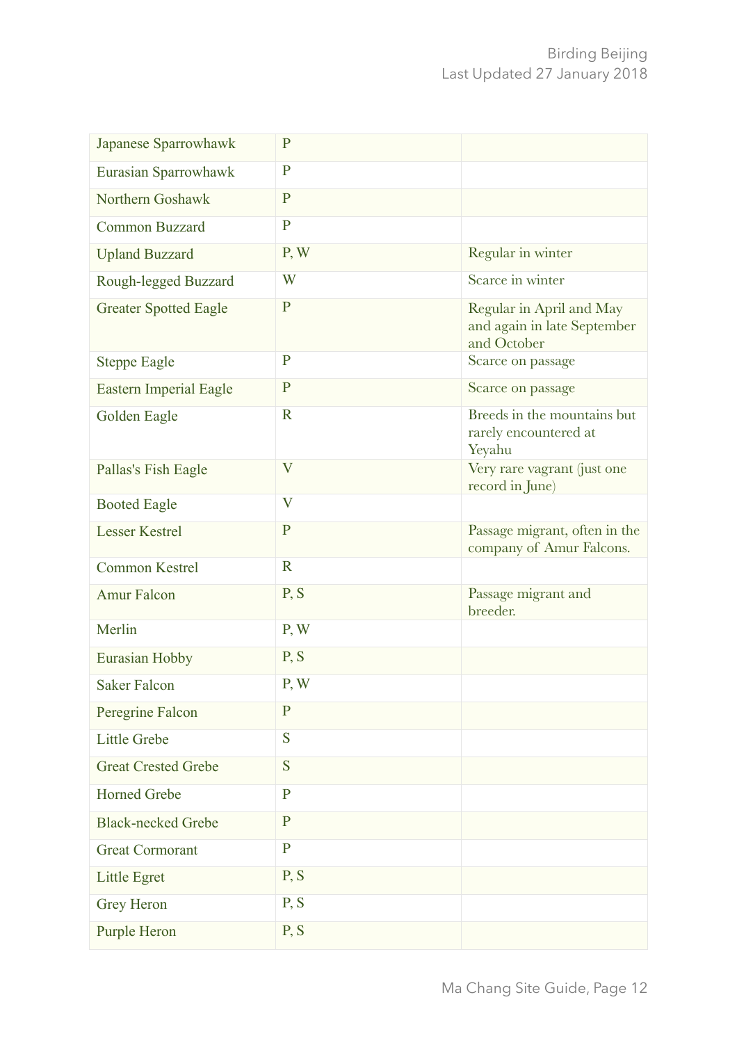| Japanese Sparrowhawk | P | |
|---|---|---|
| Eurasian Sparrowhawk | P | |
| Northern Goshawk | P | |
| Common Buzzard | P | |
| Upland Buzzard | P, W | Regular in winter |
| Rough-legged Buzzard | W | Scarce in winter |
| Greater Spotted Eagle | P | Regular in April and May and again in late September and October |
| Steppe Eagle | P | Scarce on passage |
| Eastern Imperial Eagle | P | Scarce on passage |
| Golden Eagle | R | Breeds in the mountains but rarely encountered at Yeyahu |
| Pallas's Fish Eagle | V | Very rare vagrant (just one record in June) |
| Booted Eagle | V | |
| Lesser Kestrel | P | Passage migrant, often in the company of Amur Falcons. |
| Common Kestrel | R | |
| Amur Falcon | P, S | Passage migrant and breeder. |
| Merlin | P, W | |
| Eurasian Hobby | P, S | |
| Saker Falcon | P, W | |
| Peregrine Falcon | P | |
| Little Grebe | S | |
| Great Crested Grebe | S | |
| Horned Grebe | P | |
| Black-necked Grebe | P | |
| Great Cormorant | P | |
| Little Egret | P, S | |
| Grey Heron | P, S | |
| Purple Heron | P, S | |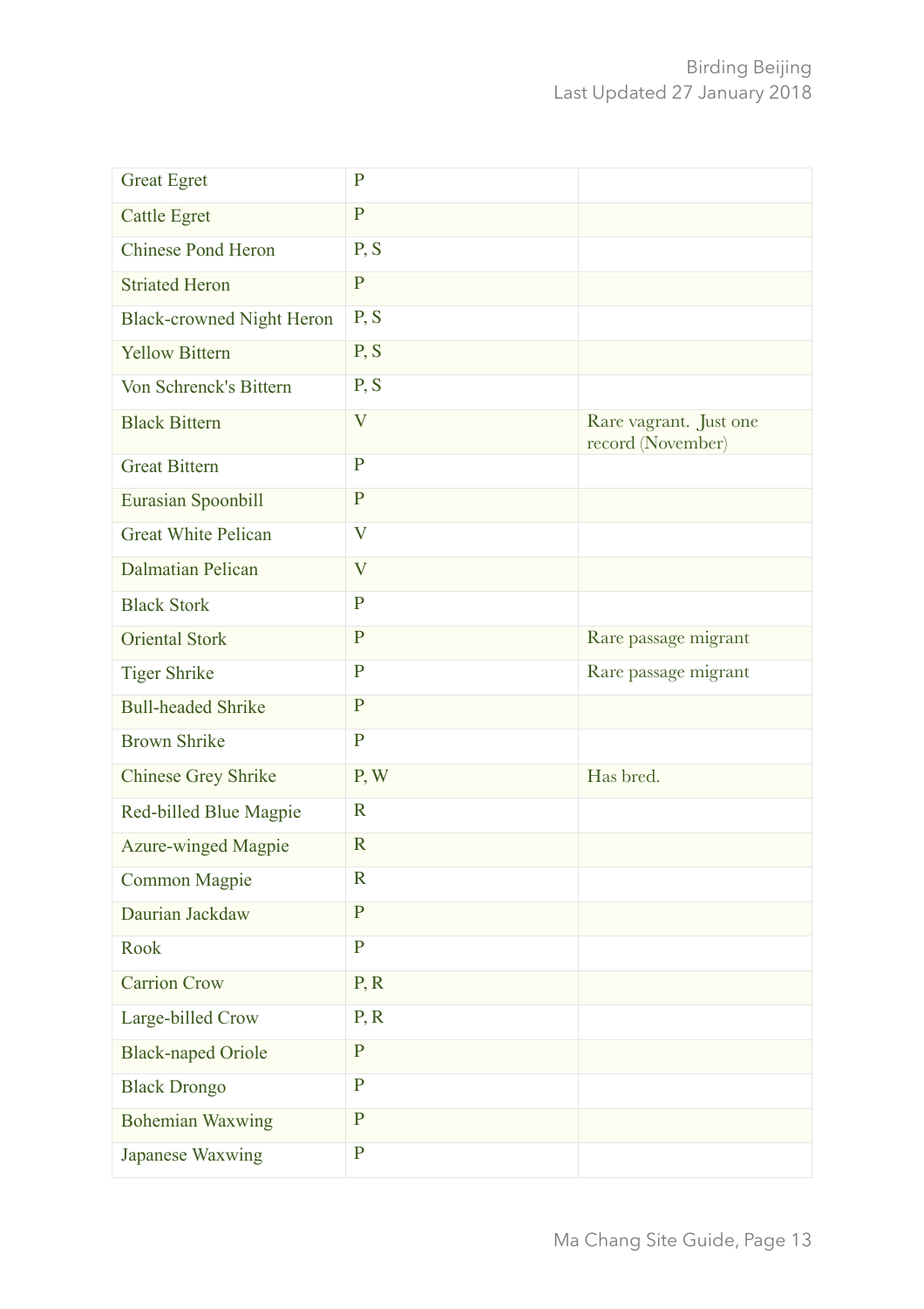| | | |
|---|---|---|
| Great Egret | P | |
| Cattle Egret | P | |
| Chinese Pond Heron | P, S | |
| Striated Heron | P | |
| Black-crowned Night Heron | P, S | |
| Yellow Bittern | P, S | |
| Von Schrenck's Bittern | P, S | |
| Black Bittern | V | Rare vagrant. Just one record (November) |
| Great Bittern | P | |
| Eurasian Spoonbill | P | |
| Great White Pelican | V | |
| Dalmatian Pelican | V | |
| Black Stork | P | |
| Oriental Stork | P | Rare passage migrant |
| Tiger Shrike | P | Rare passage migrant |
| Bull-headed Shrike | P | |
| Brown Shrike | P | |
| Chinese Grey Shrike | P, W | Has bred. |
| Red-billed Blue Magpie | R | |
| Azure-winged Magpie | R | |
| Common Magpie | R | |
| Daurian Jackdaw | P | |
| Rook | P | |
| Carrion Crow | P, R | |
| Large-billed Crow | P, R | |
| Black-naped Oriole | P | |
| Black Drongo | P | |
| Bohemian Waxwing | P | |
| Japanese Waxwing | P | |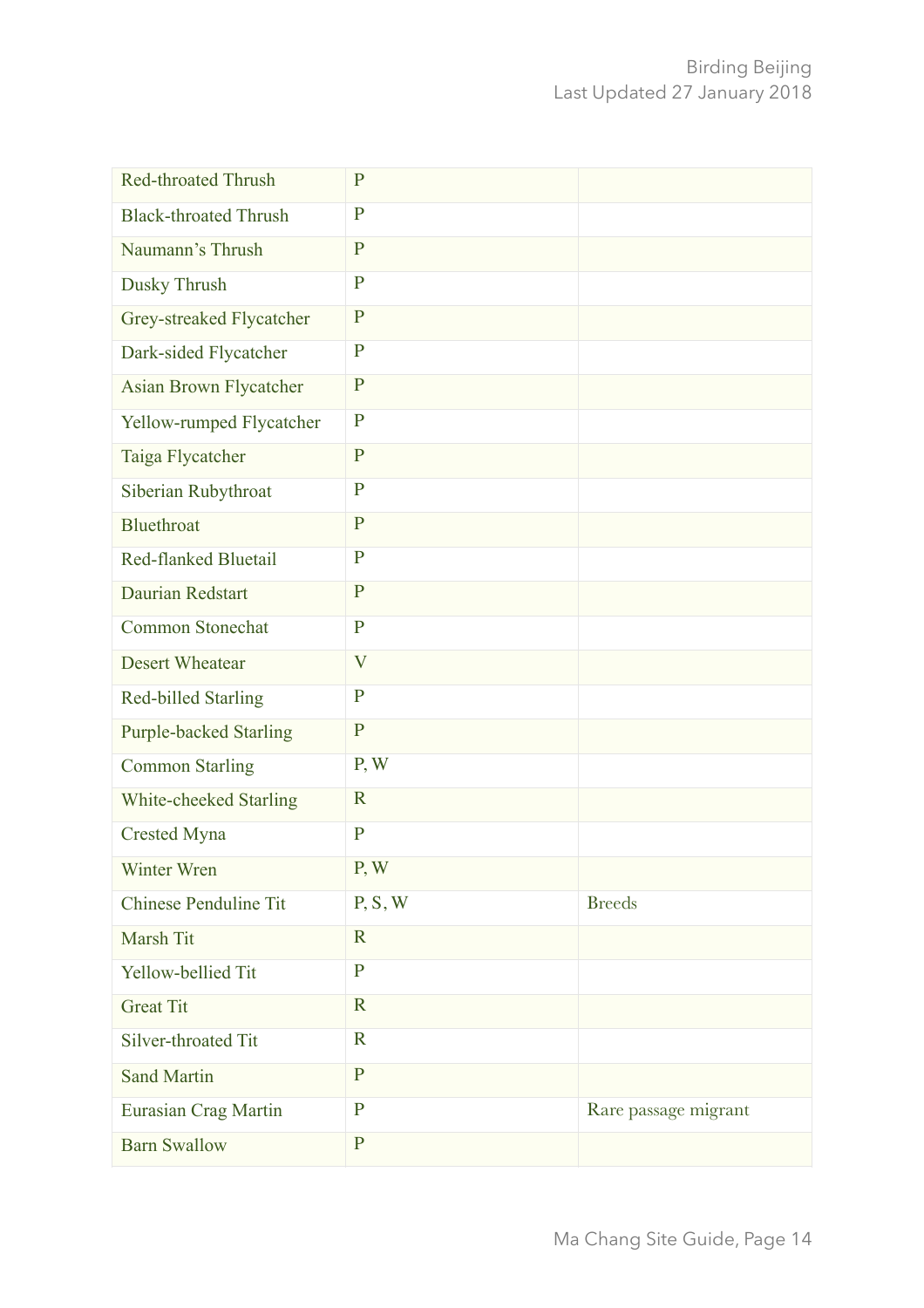| | | |
|---|---|---|
| Red-throated Thrush | P | |
| Black-throated Thrush | P | |
| Naumann's Thrush | P | |
| Dusky Thrush | P | |
| Grey-streaked Flycatcher | P | |
| Dark-sided Flycatcher | P | |
| Asian Brown Flycatcher | P | |
| Yellow-rumped Flycatcher | P | |
| Taiga Flycatcher | P | |
| Siberian Rubythroat | P | |
| Bluethroat | P | |
| Red-flanked Bluetail | P | |
| Daurian Redstart | P | |
| Common Stonechat | P | |
| Desert Wheatear | V | |
| Red-billed Starling | P | |
| Purple-backed Starling | P | |
| Common Starling | P, W | |
| White-cheeked Starling | R | |
| Crested Myna | P | |
| Winter Wren | P, W | |
| Chinese Penduline Tit | P, S, W | Breeds |
| Marsh Tit | R | |
| Yellow-bellied Tit | P | |
| Great Tit | R | |
| Silver-throated Tit | R | |
| Sand Martin | P | |
| Eurasian Crag Martin | P | Rare passage migrant |
| Barn Swallow | P | |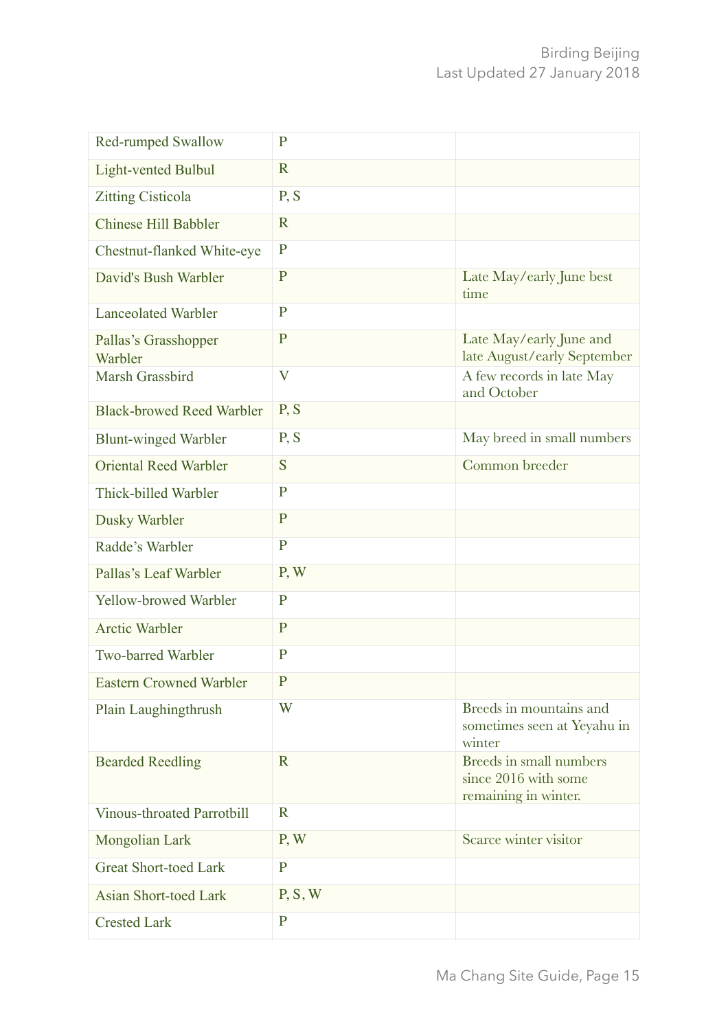| | | |
|---|---|---|
| Red-rumped Swallow | P | |
| Light-vented Bulbul | R | |
| Zitting Cisticola | P, S | |
| Chinese Hill Babbler | R | |
| Chestnut-flanked White-eye | P | |
| David's Bush Warbler | P | Late May/early June best time |
| Lanceolated Warbler | P | |
| Pallas’s Grasshopper Warbler | P | Late May/early June and late August/early September |
| Marsh Grassbird | V | A few records in late May and October |
| Black-browed Reed Warbler | P, S | |
| Blunt-winged Warbler | P, S | May breed in small numbers |
| Oriental Reed Warbler | S | Common breeder |
| Thick-billed Warbler | P | |
| Dusky Warbler | P | |
| Radde’s Warbler | P | |
| Pallas’s Leaf Warbler | P, W | |
| Yellow-browed Warbler | P | |
| Arctic Warbler | P | |
| Two-barred Warbler | P | |
| Eastern Crowned Warbler | P | |
| Plain Laughingthrush | W | Breeds in mountains and sometimes seen at Yeyahu in winter |
| Bearded Reedling | R | Breeds in small numbers since 2016 with some remaining in winter. |
| Vinous-throated Parrotbill | R | |
| Mongolian Lark | P, W | Scarce winter visitor |
| Great Short-toed Lark | P | |
| Asian Short-toed Lark | P, S, W | |
| Crested Lark | P | |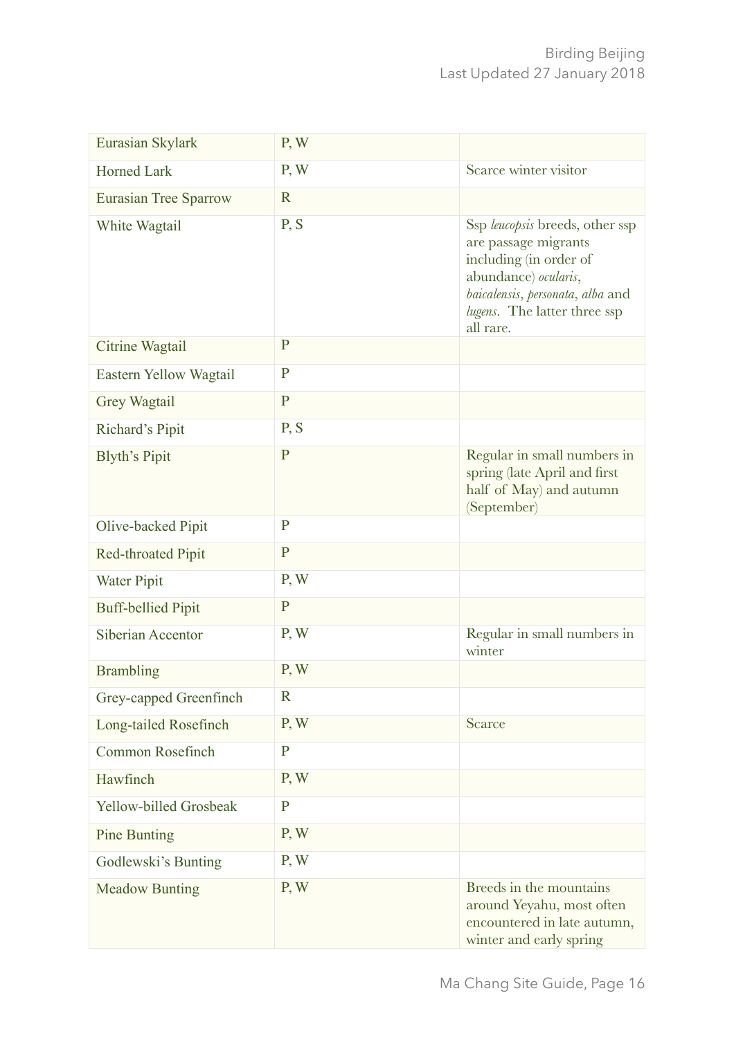| Eurasian Skylark | P, W | |
|---|---|---|
| Horned Lark | P, W | Scarce winter visitor |
| Eurasian Tree Sparrow | R | |
| White Wagtail | P, S | Ssp *leucopsis* breeds, other ssp are passage migrants including (in order of abundance) *ocularis*, *baicalensis*, *personata*, *alba* and *lugens*. The latter three ssp all rare. |
| Citrine Wagtail | P | |
| Eastern Yellow Wagtail | P | |
| Grey Wagtail | P | |
| Richard's Pipit | P, S | |
| Blyth's Pipit | P | Regular in small numbers in spring (late April and first half of May) and autumn (September) |
| Olive-backed Pipit | P | |
| Red-throated Pipit | P | |
| Water Pipit | P, W | |
| Buff-bellied Pipit | P | |
| Siberian Accentor | P, W | Regular in small numbers in winter |
| Brambling | P, W | |
| Grey-capped Greenfinch | R | |
| Long-tailed Rosefinch | P, W | Scarce |
| Common Rosefinch | P | |
| Hawfinch | P, W | |
| Yellow-billed Grosbeak | P | |
| Pine Bunting | P, W | |
| Godlewski's Bunting | P, W | |
| Meadow Bunting | P, W | Breeds in the mountains around Yeyahu, most often encountered in late autumn, winter and early spring |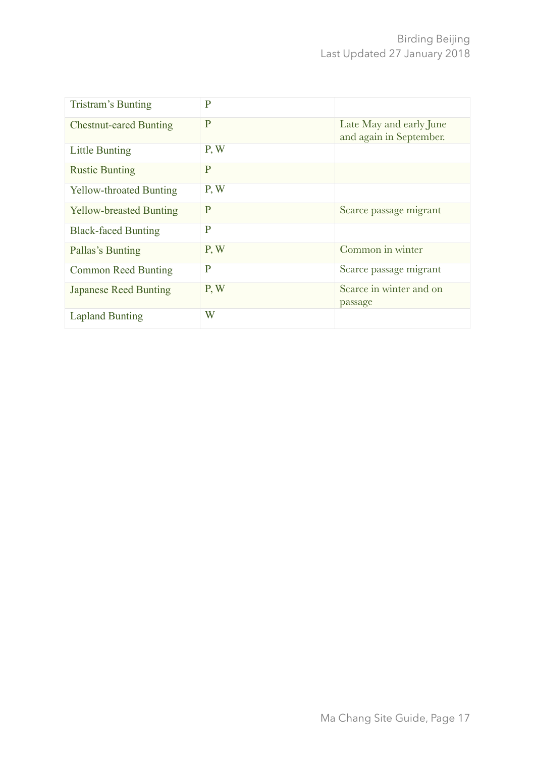| | | |
|---|---|---|
| Tristram's Bunting | P | |
| Chestnut-eared Bunting | P | Late May and early June and again in September. |
| Little Bunting | P, W | |
| Rustic Bunting | P | |
| Yellow-throated Bunting | P, W | |
| Yellow-breasted Bunting | P | Scarce passage migrant |
| Black-faced Bunting | P | |
| Pallas's Bunting | P, W | Common in winter |
| Common Reed Bunting | P | Scarce passage migrant |
| Japanese Reed Bunting | P, W | Scarce in winter and on passage |
| Lapland Bunting | W | |